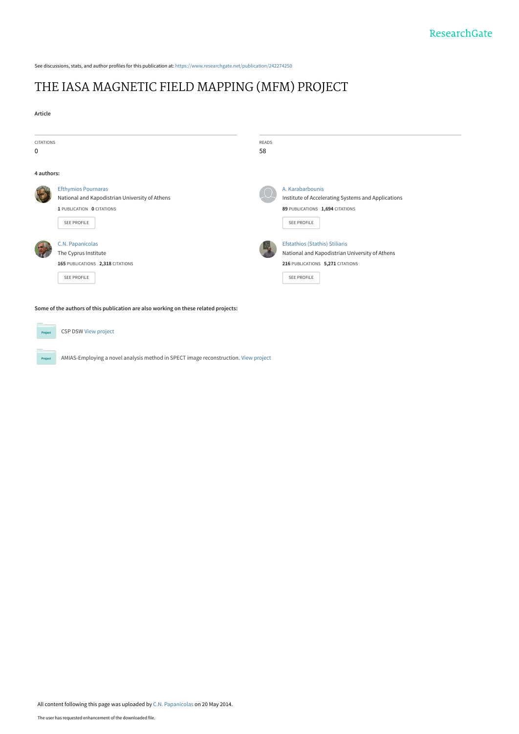See discussions, stats, and author profiles for this publication at: https://www.researchgate.net/publication/242274250

# THE IASA MAGNETIC FIELD MAPPING (MFM) PROJECT

**Article**

| CITATIONS | READS |
|---|---|
| 0 | 58 |

**4 authors:**

**Efthymios Pournaras**
National and Kapodistrian University of Athens
1 PUBLICATION 0 CITATIONS
SEE PROFILE

**A. Karabarbounis**
Institute of Accelerating Systems and Applications
89 PUBLICATIONS 1,694 CITATIONS
SEE PROFILE

**C.N. Papanicolas**
The Cyprus Institute
165 PUBLICATIONS 2,318 CITATIONS
SEE PROFILE

**Efstathios (Stathis) Stiliaris**
National and Kapodistrian University of Athens
216 PUBLICATIONS 5,271 CITATIONS
SEE PROFILE

**Some of the authors of this publication are also working on these related projects:**

CSP DSW View project

AMIAS-Employing a novel analysis method in SPECT image reconstruction. View project

All content following this page was uploaded by C.N. Papanicolas on 20 May 2014.

The user has requested enhancement of the downloaded file.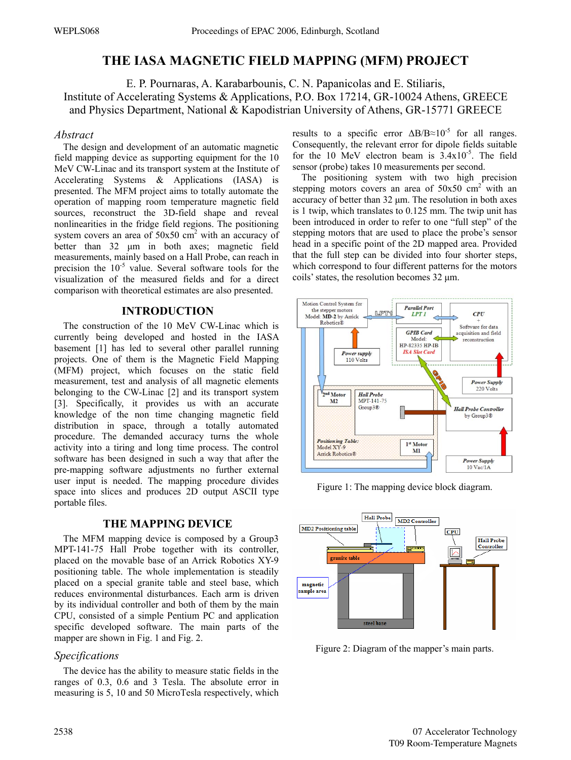# THE IASA MAGNETIC FIELD MAPPING (MFM) PROJECT

E. P. Pournaras, A. Karabarbounis, C. N. Papanicolas and E. Stiliaris,
Institute of Accelerating Systems & Applications, P.O. Box 17214, GR-10024 Athens, GREECE
and Physics Department, National & Kapodistrian University of Athens, GR-15771 GREECE

## *Abstract*

The design and development of an automatic magnetic field mapping device as supporting equipment for the 10 MeV CW-Linac and its transport system at the Institute of Accelerating Systems & Applications (IASA) is presented. The MFM project aims to totally automate the operation of mapping room temperature magnetic field sources, reconstruct the 3D-field shape and reveal nonlinearities in the fridge field regions. The positioning system covers an area of 50x50 $cm^2$ with an accuracy of better than 32 μm in both axes; magnetic field measurements, mainly based on a Hall Probe, can reach in precision the $10^{-5}$ value. Several software tools for the visualization of the measured fields and for a direct comparison with theoretical estimates are also presented.

## INTRODUCTION

The construction of the 10 MeV CW-Linac which is currently being developed and hosted in the IASA basement [1] has led to several other parallel running projects. One of them is the Magnetic Field Mapping (MFM) project, which focuses on the static field measurement, test and analysis of all magnetic elements belonging to the CW-Linac [2] and its transport system [3]. Specifically, it provides us with an accurate knowledge of the non time changing magnetic field distribution in space, through a totally automated procedure. The demanded accuracy turns the whole activity into a tiring and long time process. The control software has been designed in such a way that after the pre-mapping software adjustments no further external user input is needed. The mapping procedure divides space into slices and produces 2D output ASCII type portable files.

## THE MAPPING DEVICE

The MFM mapping device is composed by a Group3 MPT-141-75 Hall Probe together with its controller, placed on the movable base of an Arrick Robotics XY-9 positioning table. The whole implementation is steadily placed on a special granite table and steel base, which reduces environmental disturbances. Each arm is driven by its individual controller and both of them by the main CPU, consisted of a simple Pentium PC and application specific developed software. The main parts of the mapper are shown in Fig. 1 and Fig. 2.

### *Specifications*

The device has the ability to measure static fields in the ranges of 0.3, 0.6 and 3 Tesla. The absolute error in measuring is 5, 10 and 50 MicroTesla respectively, which results to a specific error $\Delta B/B \approx 10^{-5}$ for all ranges. Consequently, the relevant error for dipole fields suitable for the 10 MeV electron beam is $3.4 \times 10^{-5}$. The field sensor (probe) takes 10 measurements per second.

The positioning system with two high precision stepping motors covers an area of 50x50 $cm^2$ with an accuracy of better than 32 μm. The resolution in both axes is 1 twip, which translates to 0.125 mm. The twip unit has been introduced in order to refer to one "full step" of the stepping motors that are used to place the probe's sensor head in a specific point of the 2D mapped area. Provided that the full step can be divided into four shorter steps, which correspond to four different patterns for the motors coils' states, the resolution becomes 32 μm.

Figure 1: The mapping device block diagram.

Figure 2: Diagram of the mapper's main parts.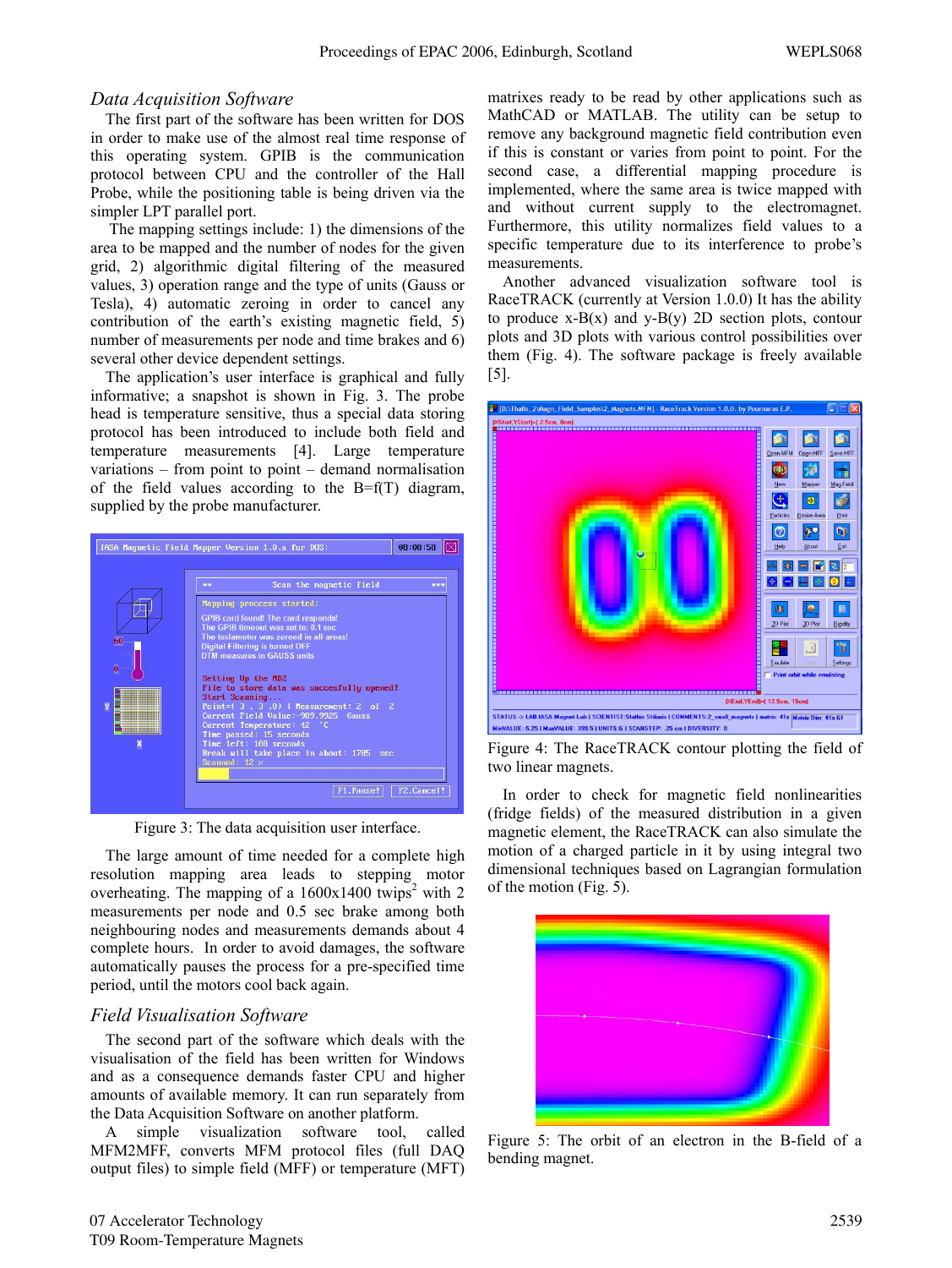## Data Acquisition Software

The first part of the software has been written for DOS in order to make use of the almost real time response of this operating system. GPIB is the communication protocol between CPU and the controller of the Hall Probe, while the positioning table is being driven via the simpler LPT parallel port.

The mapping settings include: 1) the dimensions of the area to be mapped and the number of nodes for the given grid, 2) algorithmic digital filtering of the measured values, 3) operation range and the type of units (Gauss or Tesla), 4) automatic zeroing in order to cancel any contribution of the earth's existing magnetic field, 5) number of measurements per node and time brakes and 6) several other device dependent settings.

The application's user interface is graphical and fully informative; a snapshot is shown in Fig. 3. The probe head is temperature sensitive, thus a special data storing protocol has been introduced to include both field and temperature measurements [4]. Large temperature variations – from point to point – demand normalisation of the field values according to the B=f(T) diagram, supplied by the probe manufacturer.

Figure 3: The data acquisition user interface.

The large amount of time needed for a complete high resolution mapping area leads to stepping motor overheating. The mapping of a 1600x1400 twips$^2$ with 2 measurements per node and 0.5 sec brake among both neighbouring nodes and measurements demands about 4 complete hours. In order to avoid damages, the software automatically pauses the process for a pre-specified time period, until the motors cool back again.

## Field Visualisation Software

The second part of the software which deals with the visualisation of the field has been written for Windows and as a consequence demands faster CPU and higher amounts of available memory. It can run separately from the Data Acquisition Software on another platform.

A simple visualization software tool, called MFM2MFF, converts MFM protocol files (full DAQ output files) to simple field (MFF) or temperature (MFT) matrixes ready to be read by other applications such as MathCAD or MATLAB. The utility can be setup to remove any background magnetic field contribution even if this is constant or varies from point to point. For the second case, a differential mapping procedure is implemented, where the same area is twice mapped with and without current supply to the electromagnet. Furthermore, this utility normalizes field values to a specific temperature due to its interference to probe's measurements.

Another advanced visualization software tool is RaceTRACK (currently at Version 1.0.0) It has the ability to produce x-B(x) and y-B(y) 2D section plots, contour plots and 3D plots with various control possibilities over them (Fig. 4). The software package is freely available [5].

Figure 4: The RaceTRACK contour plotting the field of two linear magnets.

In order to check for magnetic field nonlinearities (fridge fields) of the measured distribution in a given magnetic element, the RaceTRACK can also simulate the motion of a charged particle in it by using integral two dimensional techniques based on Lagrangian formulation of the motion (Fig. 5).

Figure 5: The orbit of an electron in the B-field of a bending magnet.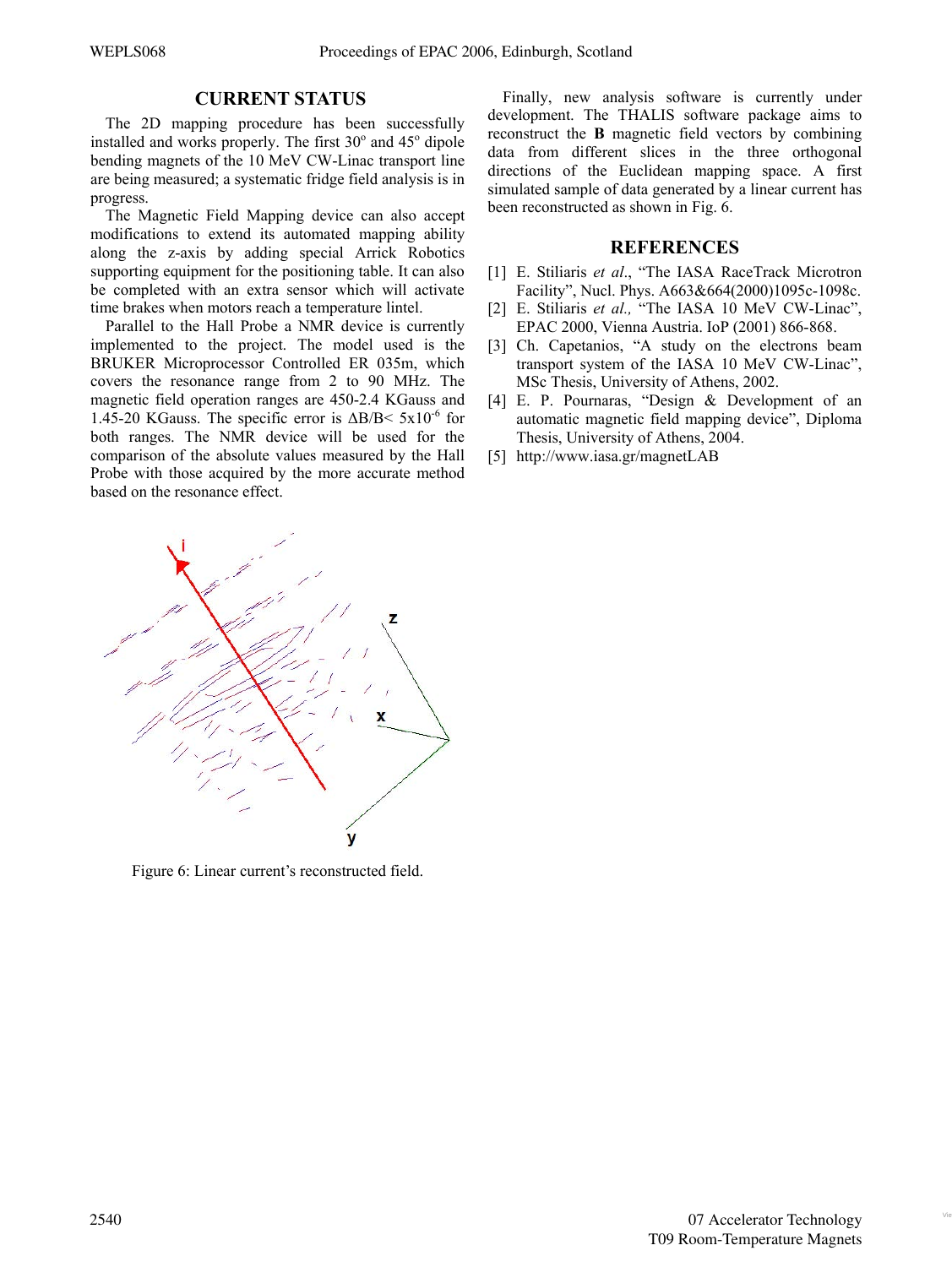## CURRENT STATUS

The 2D mapping procedure has been successfully installed and works properly. The first 30° and 45° dipole bending magnets of the 10 MeV CW-Linac transport line are being measured; a systematic fridge field analysis is in progress.

The Magnetic Field Mapping device can also accept modifications to extend its automated mapping ability along the z-axis by adding special Arrick Robotics supporting equipment for the positioning table. It can also be completed with an extra sensor which will activate time brakes when motors reach a temperature lintel.

Parallel to the Hall Probe a NMR device is currently implemented to the project. The model used is the BRUKER Microprocessor Controlled ER 035m, which covers the resonance range from 2 to 90 MHz. The magnetic field operation ranges are 450-2.4 KGauss and 1.45-20 KGauss. The specific error is $\Delta B/B < 5 \times 10^{-6}$ for both ranges. The NMR device will be used for the comparison of the absolute values measured by the Hall Probe with those acquired by the more accurate method based on the resonance effect.

i

z

x

y

Figure 6: Linear current's reconstructed field.

Finally, new analysis software is currently under development. The THALIS software package aims to reconstruct the **B** magnetic field vectors by combining data from different slices in the three orthogonal directions of the Euclidean mapping space. A first simulated sample of data generated by a linear current has been reconstructed as shown in Fig. 6.

## REFERENCES

[1] E. Stiliaris *et al*., "The IASA RaceTrack Microtron Facility", Nucl. Phys. A663&664(2000)1095c-1098c.

[2] E. Stiliaris *et al.,* "The IASA 10 MeV CW-Linac", EPAC 2000, Vienna Austria. IoP (2001) 866-868.

[3] Ch. Capetanios, "A study on the electrons beam transport system of the IASA 10 MeV CW-Linac", MSc Thesis, University of Athens, 2002.

[4] E. P. Pournaras, "Design & Development of an automatic magnetic field mapping device", Diploma Thesis, University of Athens, 2004.

[5] http://www.iasa.gr/magnetLAB